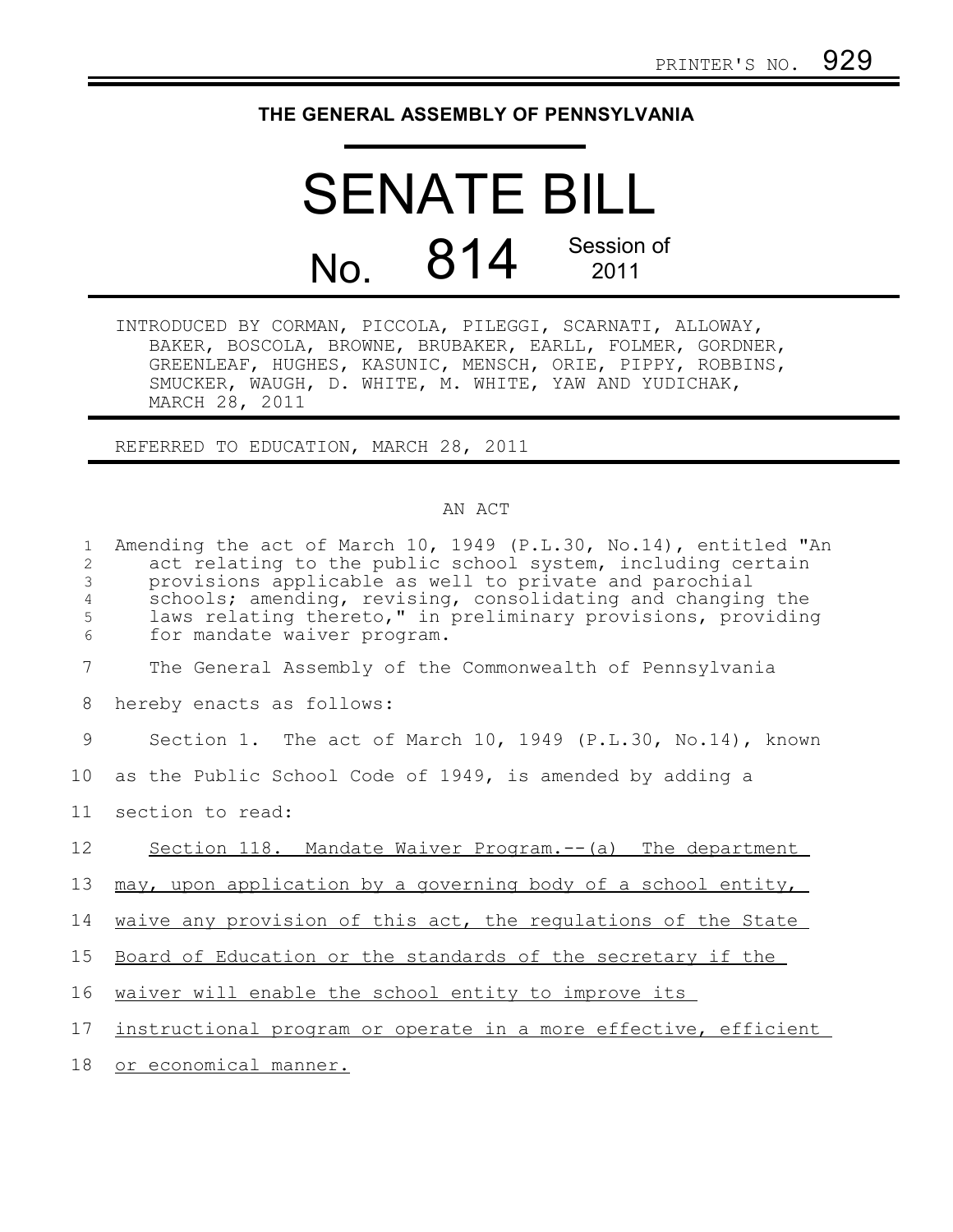PRINTER'S NO. 929

**THE GENERAL ASSEMBLY OF PENNSYLVANIA**

# SENATE BILL

## No. 814 Session of 2011

INTRODUCED BY CORMAN, PICCOLA, PILEGGI, SCARNATI, ALLOWAY, BAKER, BOSCOLA, BROWNE, BRUBAKER, EARLL, FOLMER, GORDNER, GREENLEAF, HUGHES, KASUNIC, MENSCH, ORIE, PIPPY, ROBBINS, SMUCKER, WAUGH, D. WHITE, M. WHITE, YAW AND YUDICHAK, MARCH 28, 2011

REFERRED TO EDUCATION, MARCH 28, 2011

AN ACT

Amending the act of March 10, 1949 (P.L.30, No.14), entitled "An act relating to the public school system, including certain provisions applicable as well to private and parochial schools; amending, revising, consolidating and changing the laws relating thereto," in preliminary provisions, providing for mandate waiver program.

The General Assembly of the Commonwealth of Pennsylvania hereby enacts as follows:

Section 1. The act of March 10, 1949 (P.L.30, No.14), known as the Public School Code of 1949, is amended by adding a section to read:

Section 118. Mandate Waiver Program.--(a) The department may, upon application by a governing body of a school entity, waive any provision of this act, the regulations of the State Board of Education or the standards of the secretary if the waiver will enable the school entity to improve its instructional program or operate in a more effective, efficient or economical manner.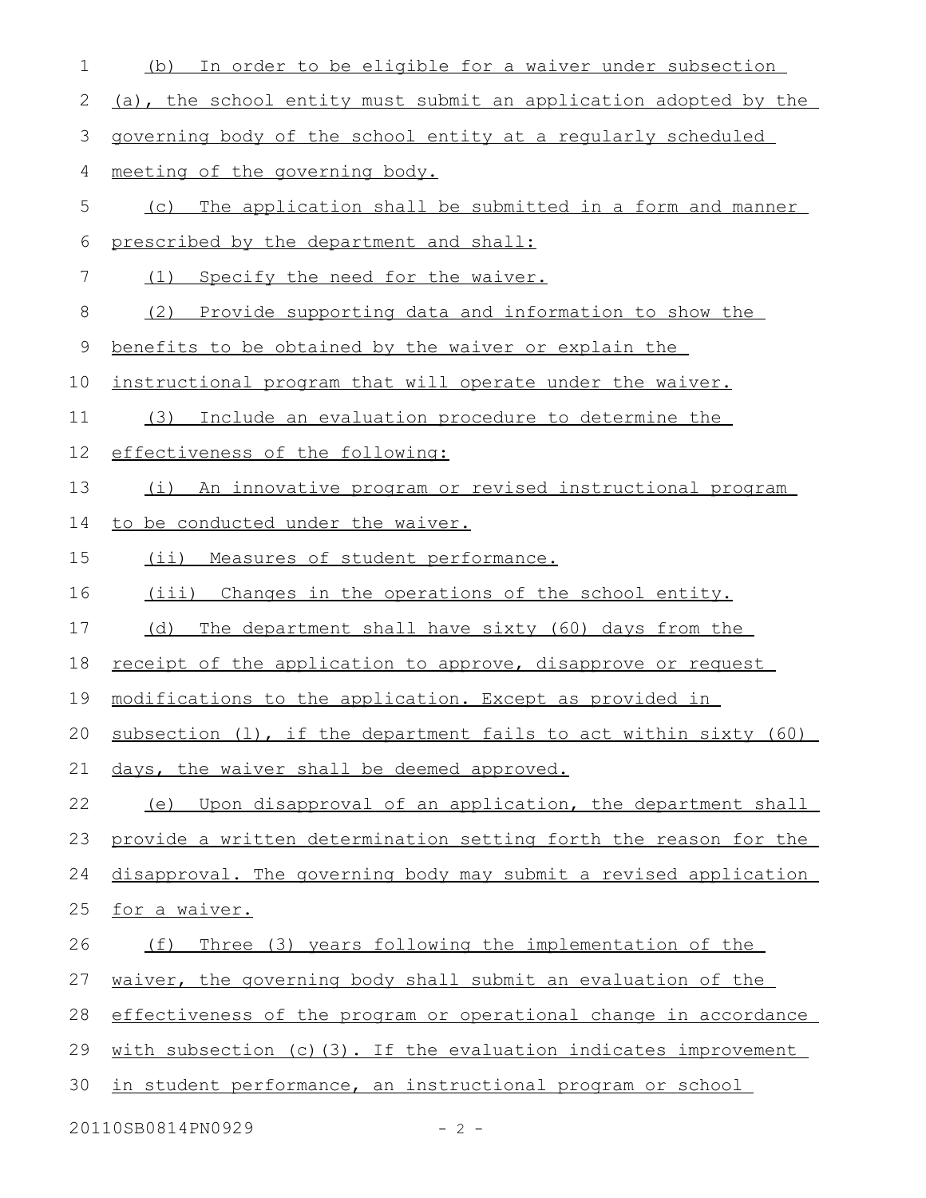(b) In order to be eligible for a waiver under subsection (a), the school entity must submit an application adopted by the governing body of the school entity at a regularly scheduled meeting of the governing body.

(c) The application shall be submitted in a form and manner prescribed by the department and shall:

(1) Specify the need for the waiver.

(2) Provide supporting data and information to show the benefits to be obtained by the waiver or explain the instructional program that will operate under the waiver.

(3) Include an evaluation procedure to determine the effectiveness of the following:

(i) An innovative program or revised instructional program to be conducted under the waiver.

(ii) Measures of student performance.

(iii) Changes in the operations of the school entity.

(d) The department shall have sixty (60) days from the receipt of the application to approve, disapprove or request modifications to the application. Except as provided in subsection (l), if the department fails to act within sixty (60) days, the waiver shall be deemed approved.

(e) Upon disapproval of an application, the department shall provide a written determination setting forth the reason for the disapproval. The governing body may submit a revised application for a waiver.

(f) Three (3) years following the implementation of the waiver, the governing body shall submit an evaluation of the effectiveness of the program or operational change in accordance with subsection (c)(3). If the evaluation indicates improvement in student performance, an instructional program or school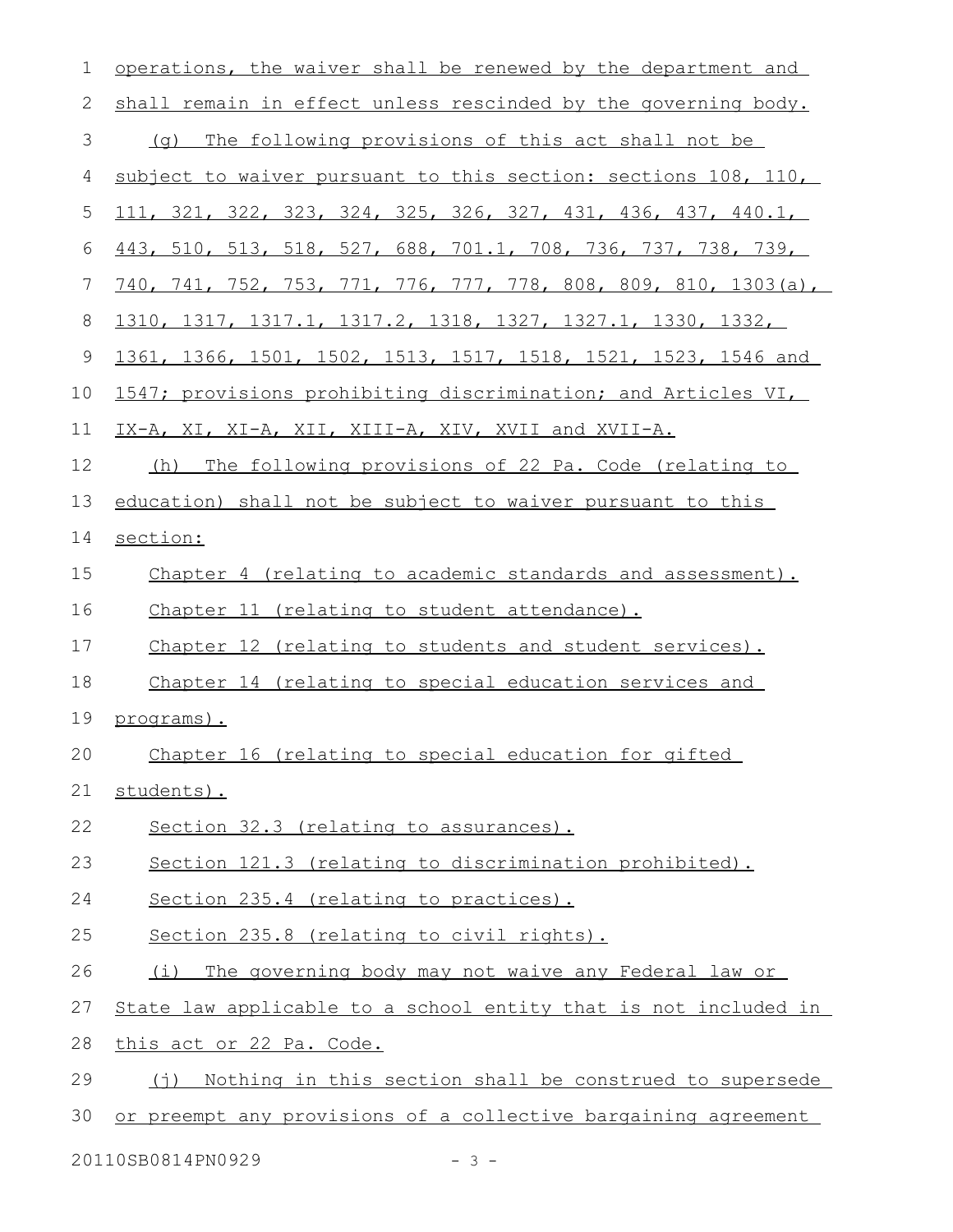operations, the waiver shall be renewed by the department and shall remain in effect unless rescinded by the governing body.

(g) The following provisions of this act shall not be subject to waiver pursuant to this section: sections 108, 110, 111, 321, 322, 323, 324, 325, 326, 327, 431, 436, 437, 440.1, 443, 510, 513, 518, 527, 688, 701.1, 708, 736, 737, 738, 739, 740, 741, 752, 753, 771, 776, 777, 778, 808, 809, 810, 1303(a), 1310, 1317, 1317.1, 1317.2, 1318, 1327, 1327.1, 1330, 1332, 1361, 1366, 1501, 1502, 1513, 1517, 1518, 1521, 1523, 1546 and 1547; provisions prohibiting discrimination; and Articles VI, IX-A, XI, XI-A, XII, XIII-A, XIV, XVII and XVII-A.

(h) The following provisions of 22 Pa. Code (relating to education) shall not be subject to waiver pursuant to this section:

Chapter 4 (relating to academic standards and assessment).

Chapter 11 (relating to student attendance).

Chapter 12 (relating to students and student services).

Chapter 14 (relating to special education services and programs).

Chapter 16 (relating to special education for gifted students).

Section 32.3 (relating to assurances).

Section 121.3 (relating to discrimination prohibited).

Section 235.4 (relating to practices).

Section 235.8 (relating to civil rights).

(i) The governing body may not waive any Federal law or State law applicable to a school entity that is not included in this act or 22 Pa. Code.

(j) Nothing in this section shall be construed to supersede or preempt any provisions of a collective bargaining agreement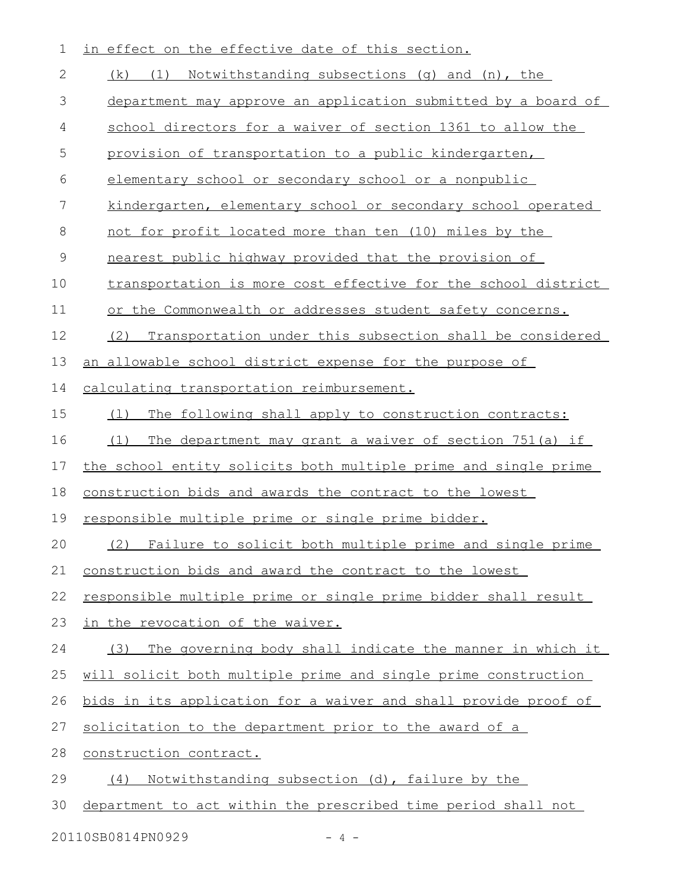in effect on the effective date of this section.

(k) (1) Notwithstanding subsections (g) and (n), the department may approve an application submitted by a board of school directors for a waiver of section 1361 to allow the provision of transportation to a public kindergarten, elementary school or secondary school or a nonpublic kindergarten, elementary school or secondary school operated not for profit located more than ten (10) miles by the nearest public highway provided that the provision of transportation is more cost effective for the school district or the Commonwealth or addresses student safety concerns.

(2) Transportation under this subsection shall be considered an allowable school district expense for the purpose of calculating transportation reimbursement.

(l) The following shall apply to construction contracts:

(1) The department may grant a waiver of section 751(a) if the school entity solicits both multiple prime and single prime construction bids and awards the contract to the lowest responsible multiple prime or single prime bidder.

(2) Failure to solicit both multiple prime and single prime construction bids and award the contract to the lowest responsible multiple prime or single prime bidder shall result in the revocation of the waiver.

(3) The governing body shall indicate the manner in which it will solicit both multiple prime and single prime construction bids in its application for a waiver and shall provide proof of solicitation to the department prior to the award of a construction contract.

(4) Notwithstanding subsection (d), failure by the department to act within the prescribed time period shall not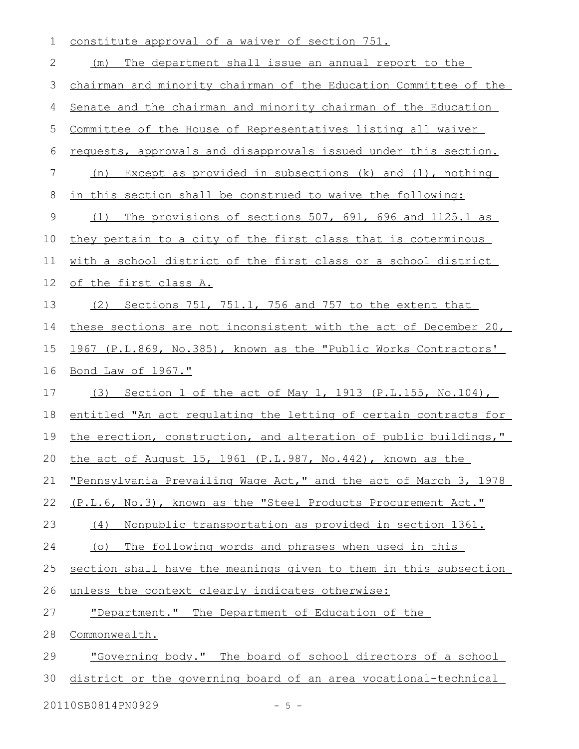constitute approval of a waiver of section 751.

(m) The department shall issue an annual report to the chairman and minority chairman of the Education Committee of the Senate and the chairman and minority chairman of the Education Committee of the House of Representatives listing all waiver requests, approvals and disapprovals issued under this section.

(n) Except as provided in subsections (k) and (l), nothing in this section shall be construed to waive the following:

(1) The provisions of sections 507, 691, 696 and 1125.1 as they pertain to a city of the first class that is coterminous with a school district of the first class or a school district of the first class A.

(2) Sections 751, 751.1, 756 and 757 to the extent that these sections are not inconsistent with the act of December 20, 1967 (P.L.869, No.385), known as the "Public Works Contractors' Bond Law of 1967."

(3) Section 1 of the act of May 1, 1913 (P.L.155, No.104), entitled "An act regulating the letting of certain contracts for the erection, construction, and alteration of public buildings," the act of August 15, 1961 (P.L.987, No.442), known as the "Pennsylvania Prevailing Wage Act," and the act of March 3, 1978 (P.L.6, No.3), known as the "Steel Products Procurement Act."

(4) Nonpublic transportation as provided in section 1361.

(o) The following words and phrases when used in this section shall have the meanings given to them in this subsection unless the context clearly indicates otherwise:

"Department." The Department of Education of the Commonwealth.

"Governing body." The board of school directors of a school district or the governing board of an area vocational-technical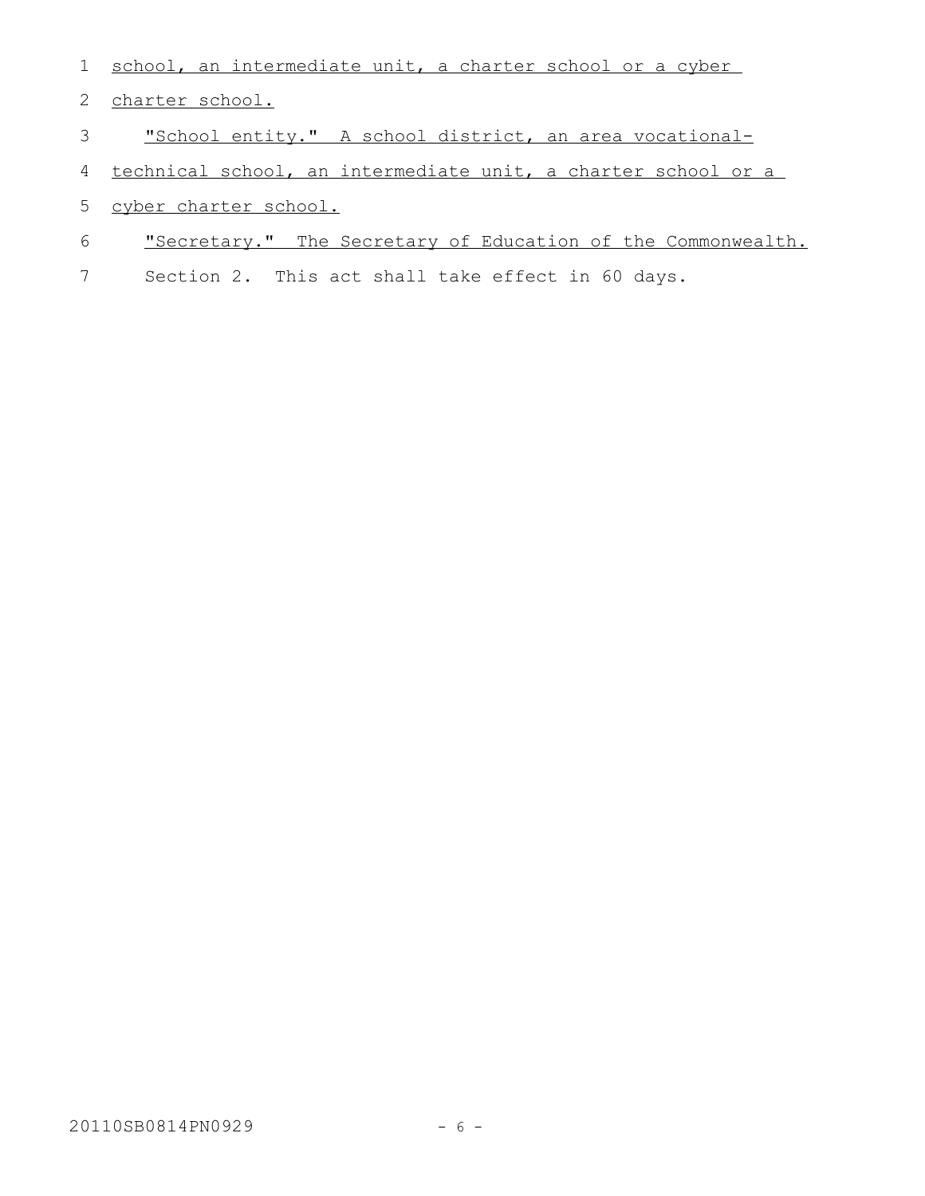school, an intermediate unit, a charter school or a cyber charter school.

"School entity." A school district, an area vocational-technical school, an intermediate unit, a charter school or a cyber charter school.

"Secretary." The Secretary of Education of the Commonwealth.

Section 2. This act shall take effect in 60 days.